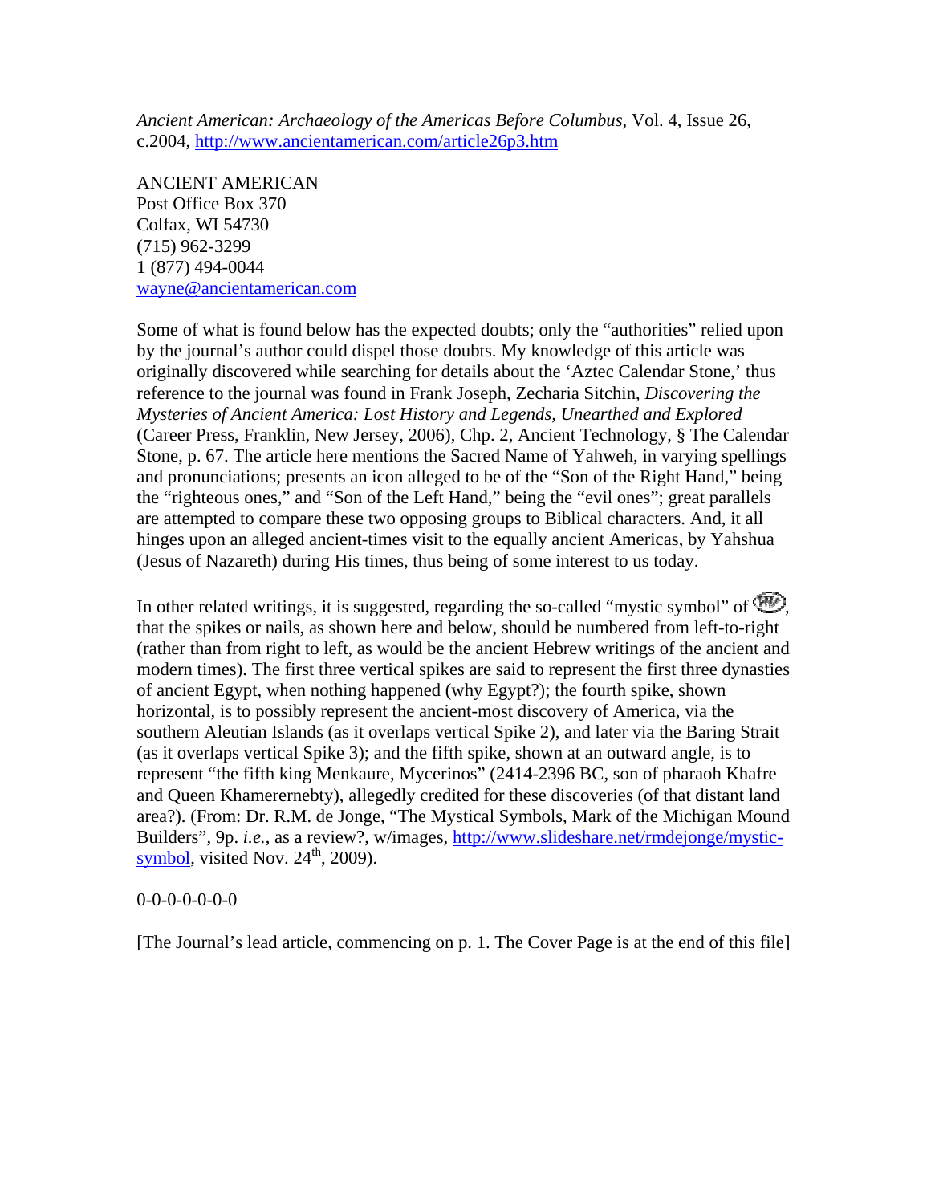*Ancient American: Archaeology of the Americas Before Columbus*, Vol. 4, Issue 26, c.2004, http://www.ancientamerican.com/article26p3.htm

ANCIENT AMERICAN
Post Office Box 370
Colfax, WI 54730
(715) 962-3299
1 (877) 494-0044
wayne@ancientamerican.com

Some of what is found below has the expected doubts; only the "authorities" relied upon by the journal's author could dispel those doubts. My knowledge of this article was originally discovered while searching for details about the 'Aztec Calendar Stone,' thus reference to the journal was found in Frank Joseph, Zecharia Sitchin, *Discovering the Mysteries of Ancient America: Lost History and Legends, Unearthed and Explored* (Career Press, Franklin, New Jersey, 2006), Chp. 2, Ancient Technology, § The Calendar Stone, p. 67. The article here mentions the Sacred Name of Yahweh, in varying spellings and pronunciations; presents an icon alleged to be of the "Son of the Right Hand," being the "righteous ones," and "Son of the Left Hand," being the "evil ones"; great parallels are attempted to compare these two opposing groups to Biblical characters. And, it all hinges upon an alleged ancient-times visit to the equally ancient Americas, by Yahshua (Jesus of Nazareth) during His times, thus being of some interest to us today.

In other related writings, it is suggested, regarding the so-called "mystic symbol" of , that the spikes or nails, as shown here and below, should be numbered from left-to-right (rather than from right to left, as would be the ancient Hebrew writings of the ancient and modern times). The first three vertical spikes are said to represent the first three dynasties of ancient Egypt, when nothing happened (why Egypt?); the fourth spike, shown horizontal, is to possibly represent the ancient-most discovery of America, via the southern Aleutian Islands (as it overlaps vertical Spike 2), and later via the Baring Strait (as it overlaps vertical Spike 3); and the fifth spike, shown at an outward angle, is to represent "the fifth king Menkaure, Mycerinos" (2414-2396 BC, son of pharaoh Khafre and Queen Khamerernebty), allegedly credited for these discoveries (of that distant land area?). (From: Dr. R.M. de Jonge, "The Mystical Symbols, Mark of the Michigan Mound Builders", 9p. *i.e.*, as a review?, w/images, http://www.slideshare.net/rmdejonge/mystic-symbol, visited Nov. 24th, 2009).

0-0-0-0-0-0-0

[The Journal's lead article, commencing on p. 1. The Cover Page is at the end of this file]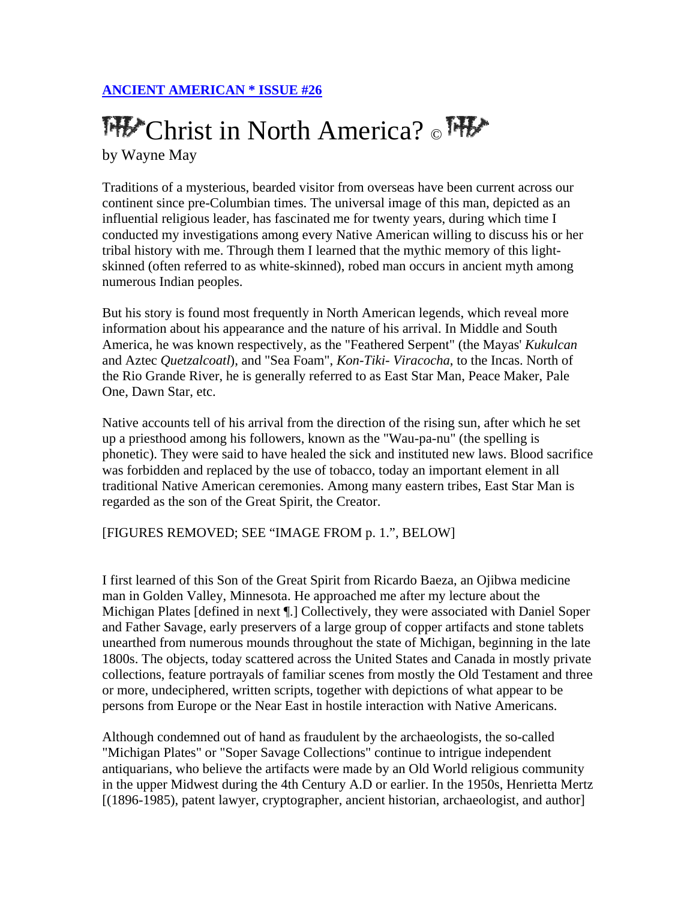**[ANCIENT AMERICAN * ISSUE #26](#)**

# Christ in North America? ©

by Wayne May

Traditions of a mysterious, bearded visitor from overseas have been current across our continent since pre-Columbian times. The universal image of this man, depicted as an influential religious leader, has fascinated me for twenty years, during which time I conducted my investigations among every Native American willing to discuss his or her tribal history with me. Through them I learned that the mythic memory of this light-skinned (often referred to as white-skinned), robed man occurs in ancient myth among numerous Indian peoples.

But his story is found most frequently in North American legends, which reveal more information about his appearance and the nature of his arrival. In Middle and South America, he was known respectively, as the "Feathered Serpent" (the Mayas' *Kukulcan* and Aztec *Quetzalcoatl*), and "Sea Foam", *Kon-Tiki- Viracocha*, to the Incas. North of the Rio Grande River, he is generally referred to as East Star Man, Peace Maker, Pale One, Dawn Star, etc.

Native accounts tell of his arrival from the direction of the rising sun, after which he set up a priesthood among his followers, known as the "Wau-pa-nu" (the spelling is phonetic). They were said to have healed the sick and instituted new laws. Blood sacrifice was forbidden and replaced by the use of tobacco, today an important element in all traditional Native American ceremonies. Among many eastern tribes, East Star Man is regarded as the son of the Great Spirit, the Creator.

[FIGURES REMOVED; SEE "IMAGE FROM p. 1.", BELOW]

I first learned of this Son of the Great Spirit from Ricardo Baeza, an Ojibwa medicine man in Golden Valley, Minnesota. He approached me after my lecture about the Michigan Plates [defined in next ¶.] Collectively, they were associated with Daniel Soper and Father Savage, early preservers of a large group of copper artifacts and stone tablets unearthed from numerous mounds throughout the state of Michigan, beginning in the late 1800s. The objects, today scattered across the United States and Canada in mostly private collections, feature portrayals of familiar scenes from mostly the Old Testament and three or more, undeciphered, written scripts, together with depictions of what appear to be persons from Europe or the Near East in hostile interaction with Native Americans.

Although condemned out of hand as fraudulent by the archaeologists, the so-called "Michigan Plates" or "Soper Savage Collections" continue to intrigue independent antiquarians, who believe the artifacts were made by an Old World religious community in the upper Midwest during the 4th Century A.D or earlier. In the 1950s, Henrietta Mertz [(1896-1985), patent lawyer, cryptographer, ancient historian, archaeologist, and author]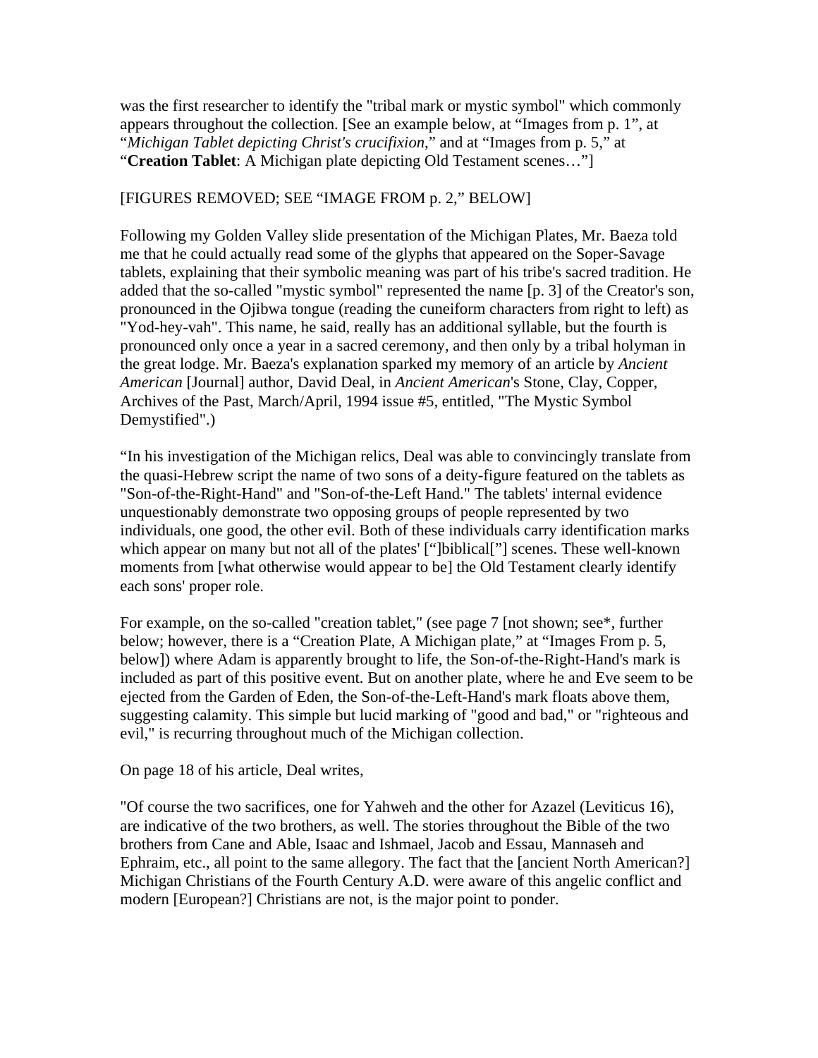was the first researcher to identify the "tribal mark or mystic symbol" which commonly appears throughout the collection. [See an example below, at "Images from p. 1", at "*Michigan Tablet depicting Christ's crucifixion*," and at "Images from p. 5," at "**Creation Tablet**: A Michigan plate depicting Old Testament scenes…"]

[FIGURES REMOVED; SEE "IMAGE FROM p. 2," BELOW]

Following my Golden Valley slide presentation of the Michigan Plates, Mr. Baeza told me that he could actually read some of the glyphs that appeared on the Soper-Savage tablets, explaining that their symbolic meaning was part of his tribe's sacred tradition. He added that the so-called "mystic symbol" represented the name [p. 3] of the Creator's son, pronounced in the Ojibwa tongue (reading the cuneiform characters from right to left) as "Yod-hey-vah". This name, he said, really has an additional syllable, but the fourth is pronounced only once a year in a sacred ceremony, and then only by a tribal holyman in the great lodge. Mr. Baeza's explanation sparked my memory of an article by *Ancient American* [Journal] author, David Deal, in *Ancient American*'s Stone, Clay, Copper, Archives of the Past, March/April, 1994 issue #5, entitled, "The Mystic Symbol Demystified".)

"In his investigation of the Michigan relics, Deal was able to convincingly translate from the quasi-Hebrew script the name of two sons of a deity-figure featured on the tablets as "Son-of-the-Right-Hand" and "Son-of-the-Left Hand." The tablets' internal evidence unquestionably demonstrate two opposing groups of people represented by two individuals, one good, the other evil. Both of these individuals carry identification marks which appear on many but not all of the plates' ["]biblical["] scenes. These well-known moments from [what otherwise would appear to be] the Old Testament clearly identify each sons' proper role.

For example, on the so-called "creation tablet," (see page 7 [not shown; see*, further below; however, there is a "Creation Plate, A Michigan plate," at "Images From p. 5, below]) where Adam is apparently brought to life, the Son-of-the-Right-Hand's mark is included as part of this positive event. But on another plate, where he and Eve seem to be ejected from the Garden of Eden, the Son-of-the-Left-Hand's mark floats above them, suggesting calamity. This simple but lucid marking of "good and bad," or "righteous and evil," is recurring throughout much of the Michigan collection.

On page 18 of his article, Deal writes,

"Of course the two sacrifices, one for Yahweh and the other for Azazel (Leviticus 16), are indicative of the two brothers, as well. The stories throughout the Bible of the two brothers from Cane and Able, Isaac and Ishmael, Jacob and Essau, Mannaseh and Ephraim, etc., all point to the same allegory. The fact that the [ancient North American?] Michigan Christians of the Fourth Century A.D. were aware of this angelic conflict and modern [European?] Christians are not, is the major point to ponder.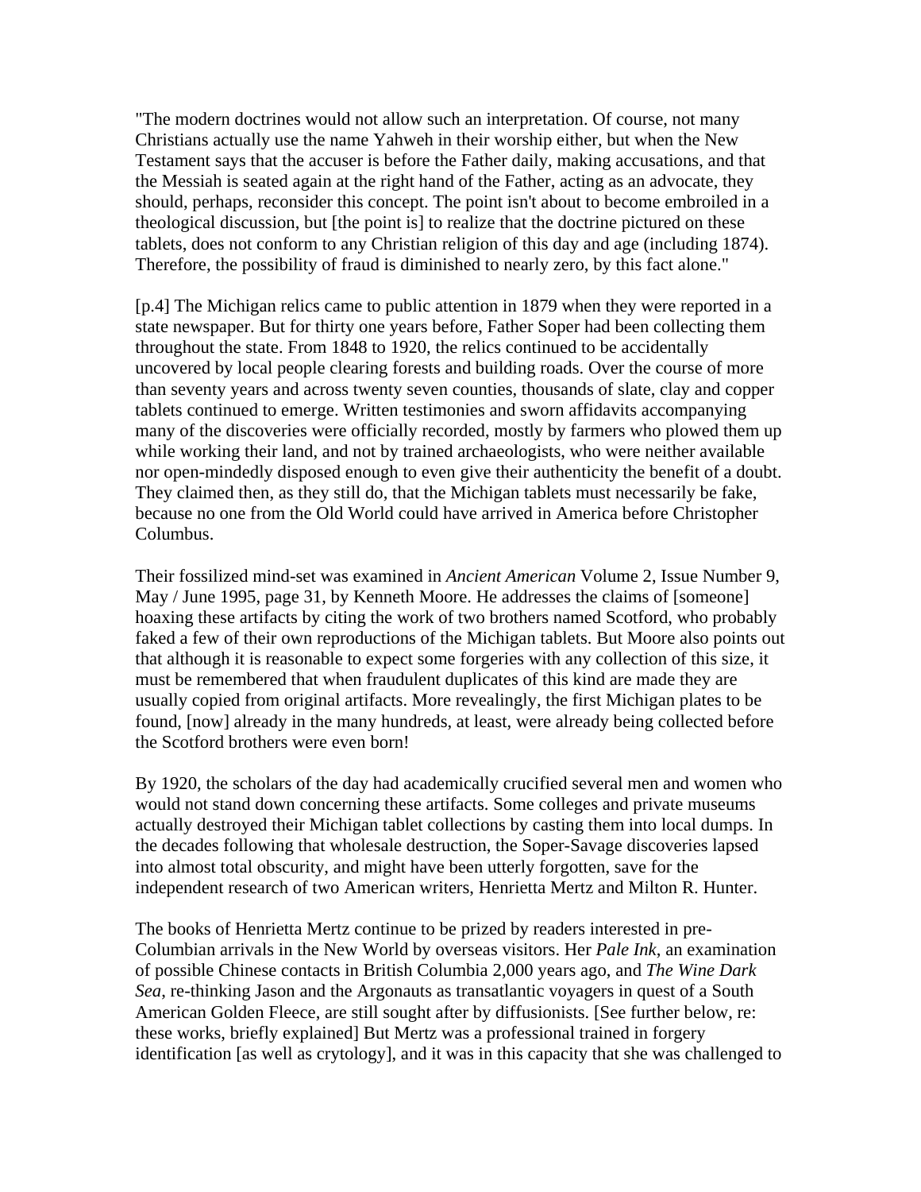"The modern doctrines would not allow such an interpretation. Of course, not many Christians actually use the name Yahweh in their worship either, but when the New Testament says that the accuser is before the Father daily, making accusations, and that the Messiah is seated again at the right hand of the Father, acting as an advocate, they should, perhaps, reconsider this concept. The point isn't about to become embroiled in a theological discussion, but [the point is] to realize that the doctrine pictured on these tablets, does not conform to any Christian religion of this day and age (including 1874). Therefore, the possibility of fraud is diminished to nearly zero, by this fact alone."

[p.4] The Michigan relics came to public attention in 1879 when they were reported in a state newspaper. But for thirty one years before, Father Soper had been collecting them throughout the state. From 1848 to 1920, the relics continued to be accidentally uncovered by local people clearing forests and building roads. Over the course of more than seventy years and across twenty seven counties, thousands of slate, clay and copper tablets continued to emerge. Written testimonies and sworn affidavits accompanying many of the discoveries were officially recorded, mostly by farmers who plowed them up while working their land, and not by trained archaeologists, who were neither available nor open-mindedly disposed enough to even give their authenticity the benefit of a doubt. They claimed then, as they still do, that the Michigan tablets must necessarily be fake, because no one from the Old World could have arrived in America before Christopher Columbus.

Their fossilized mind-set was examined in *Ancient American* Volume 2, Issue Number 9, May / June 1995, page 31, by Kenneth Moore. He addresses the claims of [someone] hoaxing these artifacts by citing the work of two brothers named Scotford, who probably faked a few of their own reproductions of the Michigan tablets. But Moore also points out that although it is reasonable to expect some forgeries with any collection of this size, it must be remembered that when fraudulent duplicates of this kind are made they are usually copied from original artifacts. More revealingly, the first Michigan plates to be found, [now] already in the many hundreds, at least, were already being collected before the Scotford brothers were even born!

By 1920, the scholars of the day had academically crucified several men and women who would not stand down concerning these artifacts. Some colleges and private museums actually destroyed their Michigan tablet collections by casting them into local dumps. In the decades following that wholesale destruction, the Soper-Savage discoveries lapsed into almost total obscurity, and might have been utterly forgotten, save for the independent research of two American writers, Henrietta Mertz and Milton R. Hunter.

The books of Henrietta Mertz continue to be prized by readers interested in pre-Columbian arrivals in the New World by overseas visitors. Her *Pale Ink*, an examination of possible Chinese contacts in British Columbia 2,000 years ago, and *The Wine Dark Sea*, re-thinking Jason and the Argonauts as transatlantic voyagers in quest of a South American Golden Fleece, are still sought after by diffusionists. [See further below, re: these works, briefly explained] But Mertz was a professional trained in forgery identification [as well as crytology], and it was in this capacity that she was challenged to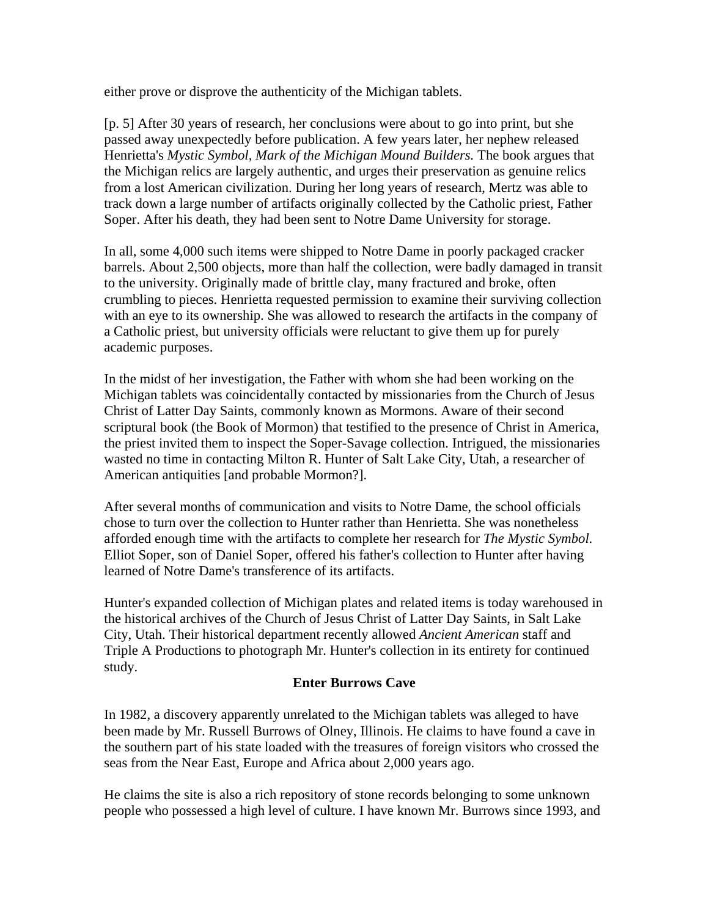either prove or disprove the authenticity of the Michigan tablets.

[p. 5] After 30 years of research, her conclusions were about to go into print, but she passed away unexpectedly before publication. A few years later, her nephew released Henrietta's *Mystic Symbol, Mark of the Michigan Mound Builders.* The book argues that the Michigan relics are largely authentic, and urges their preservation as genuine relics from a lost American civilization. During her long years of research, Mertz was able to track down a large number of artifacts originally collected by the Catholic priest, Father Soper. After his death, they had been sent to Notre Dame University for storage.

In all, some 4,000 such items were shipped to Notre Dame in poorly packaged cracker barrels. About 2,500 objects, more than half the collection, were badly damaged in transit to the university. Originally made of brittle clay, many fractured and broke, often crumbling to pieces. Henrietta requested permission to examine their surviving collection with an eye to its ownership. She was allowed to research the artifacts in the company of a Catholic priest, but university officials were reluctant to give them up for purely academic purposes.

In the midst of her investigation, the Father with whom she had been working on the Michigan tablets was coincidentally contacted by missionaries from the Church of Jesus Christ of Latter Day Saints, commonly known as Mormons. Aware of their second scriptural book (the Book of Mormon) that testified to the presence of Christ in America, the priest invited them to inspect the Soper-Savage collection. Intrigued, the missionaries wasted no time in contacting Milton R. Hunter of Salt Lake City, Utah, a researcher of American antiquities [and probable Mormon?].

After several months of communication and visits to Notre Dame, the school officials chose to turn over the collection to Hunter rather than Henrietta. She was nonetheless afforded enough time with the artifacts to complete her research for *The Mystic Symbol.* Elliot Soper, son of Daniel Soper, offered his father's collection to Hunter after having learned of Notre Dame's transference of its artifacts.

Hunter's expanded collection of Michigan plates and related items is today warehoused in the historical archives of the Church of Jesus Christ of Latter Day Saints, in Salt Lake City, Utah. Their historical department recently allowed *Ancient American* staff and Triple A Productions to photograph Mr. Hunter's collection in its entirety for continued study.

## Enter Burrows Cave

In 1982, a discovery apparently unrelated to the Michigan tablets was alleged to have been made by Mr. Russell Burrows of Olney, Illinois. He claims to have found a cave in the southern part of his state loaded with the treasures of foreign visitors who crossed the seas from the Near East, Europe and Africa about 2,000 years ago.

He claims the site is also a rich repository of stone records belonging to some unknown people who possessed a high level of culture. I have known Mr. Burrows since 1993, and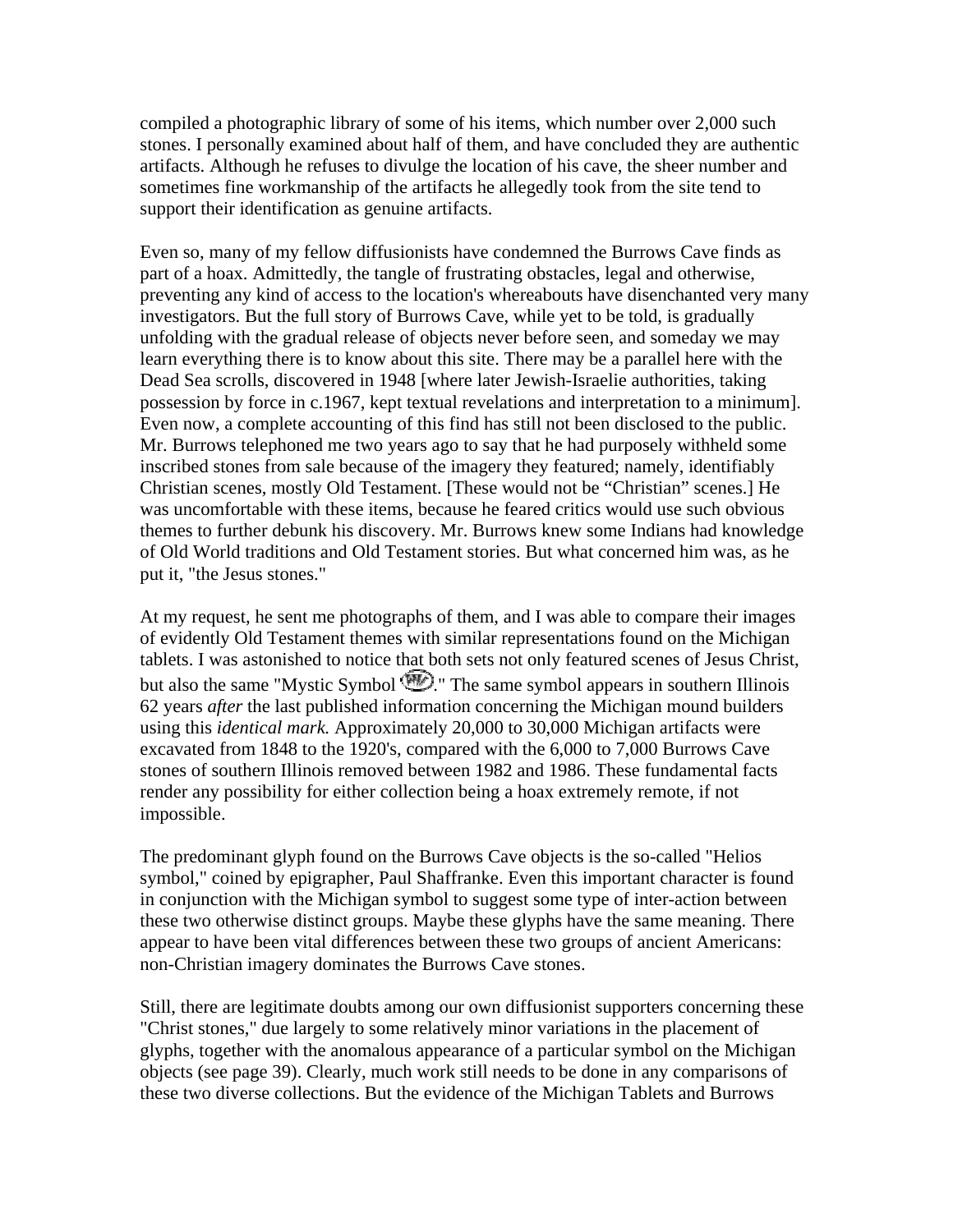compiled a photographic library of some of his items, which number over 2,000 such stones. I personally examined about half of them, and have concluded they are authentic artifacts. Although he refuses to divulge the location of his cave, the sheer number and sometimes fine workmanship of the artifacts he allegedly took from the site tend to support their identification as genuine artifacts.

Even so, many of my fellow diffusionists have condemned the Burrows Cave finds as part of a hoax. Admittedly, the tangle of frustrating obstacles, legal and otherwise, preventing any kind of access to the location's whereabouts have disenchanted very many investigators. But the full story of Burrows Cave, while yet to be told, is gradually unfolding with the gradual release of objects never before seen, and someday we may learn everything there is to know about this site. There may be a parallel here with the Dead Sea scrolls, discovered in 1948 [where later Jewish-Israelie authorities, taking possession by force in c.1967, kept textual revelations and interpretation to a minimum]. Even now, a complete accounting of this find has still not been disclosed to the public. Mr. Burrows telephoned me two years ago to say that he had purposely withheld some inscribed stones from sale because of the imagery they featured; namely, identifiably Christian scenes, mostly Old Testament. [These would not be "Christian" scenes.] He was uncomfortable with these items, because he feared critics would use such obvious themes to further debunk his discovery. Mr. Burrows knew some Indians had knowledge of Old World traditions and Old Testament stories. But what concerned him was, as he put it, "the Jesus stones."

At my request, he sent me photographs of them, and I was able to compare their images of evidently Old Testament themes with similar representations found on the Michigan tablets. I was astonished to notice that both sets not only featured scenes of Jesus Christ, but also the same "Mystic Symbol ." The same symbol appears in southern Illinois 62 years *after* the last published information concerning the Michigan mound builders using this *identical mark.* Approximately 20,000 to 30,000 Michigan artifacts were excavated from 1848 to the 1920's, compared with the 6,000 to 7,000 Burrows Cave stones of southern Illinois removed between 1982 and 1986. These fundamental facts render any possibility for either collection being a hoax extremely remote, if not impossible.

The predominant glyph found on the Burrows Cave objects is the so-called "Helios symbol," coined by epigrapher, Paul Shaffranke. Even this important character is found in conjunction with the Michigan symbol to suggest some type of inter-action between these two otherwise distinct groups. Maybe these glyphs have the same meaning. There appear to have been vital differences between these two groups of ancient Americans: non-Christian imagery dominates the Burrows Cave stones.

Still, there are legitimate doubts among our own diffusionist supporters concerning these "Christ stones," due largely to some relatively minor variations in the placement of glyphs, together with the anomalous appearance of a particular symbol on the Michigan objects (see page 39). Clearly, much work still needs to be done in any comparisons of these two diverse collections. But the evidence of the Michigan Tablets and Burrows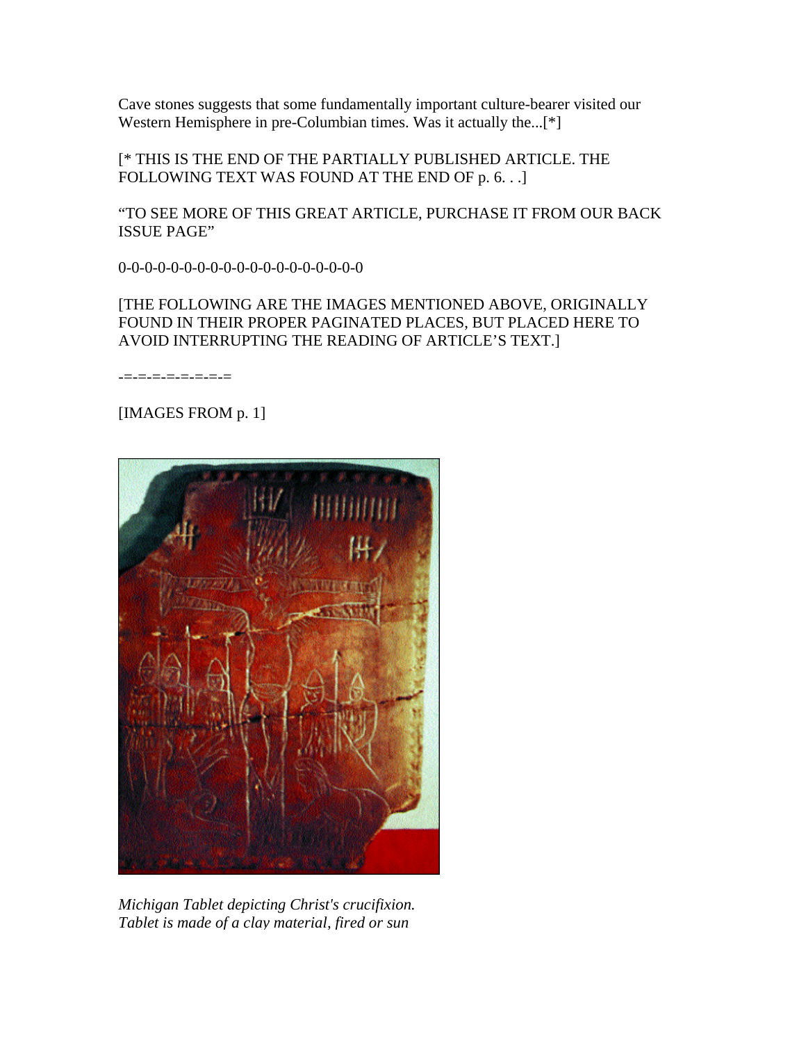Cave stones suggests that some fundamentally important culture-bearer visited our Western Hemisphere in pre-Columbian times. Was it actually the...[*]

[* THIS IS THE END OF THE PARTIALLY PUBLISHED ARTICLE. THE FOLLOWING TEXT WAS FOUND AT THE END OF p. 6. . .]

"TO SEE MORE OF THIS GREAT ARTICLE, PURCHASE IT FROM OUR BACK ISSUE PAGE"

0-0-0-0-0-0-0-0-0-0-0-0-0-0-0-0-0-0-0-0

[THE FOLLOWING ARE THE IMAGES MENTIONED ABOVE, ORIGINALLY FOUND IN THEIR PROPER PAGINATED PLACES, BUT PLACED HERE TO AVOID INTERRUPTING THE READING OF ARTICLE'S TEXT.]

-=-=-=-=-=-=-=-=

[IMAGES FROM p. 1]

*Michigan Tablet depicting Christ's crucifixion. Tablet is made of a clay material, fired or sun*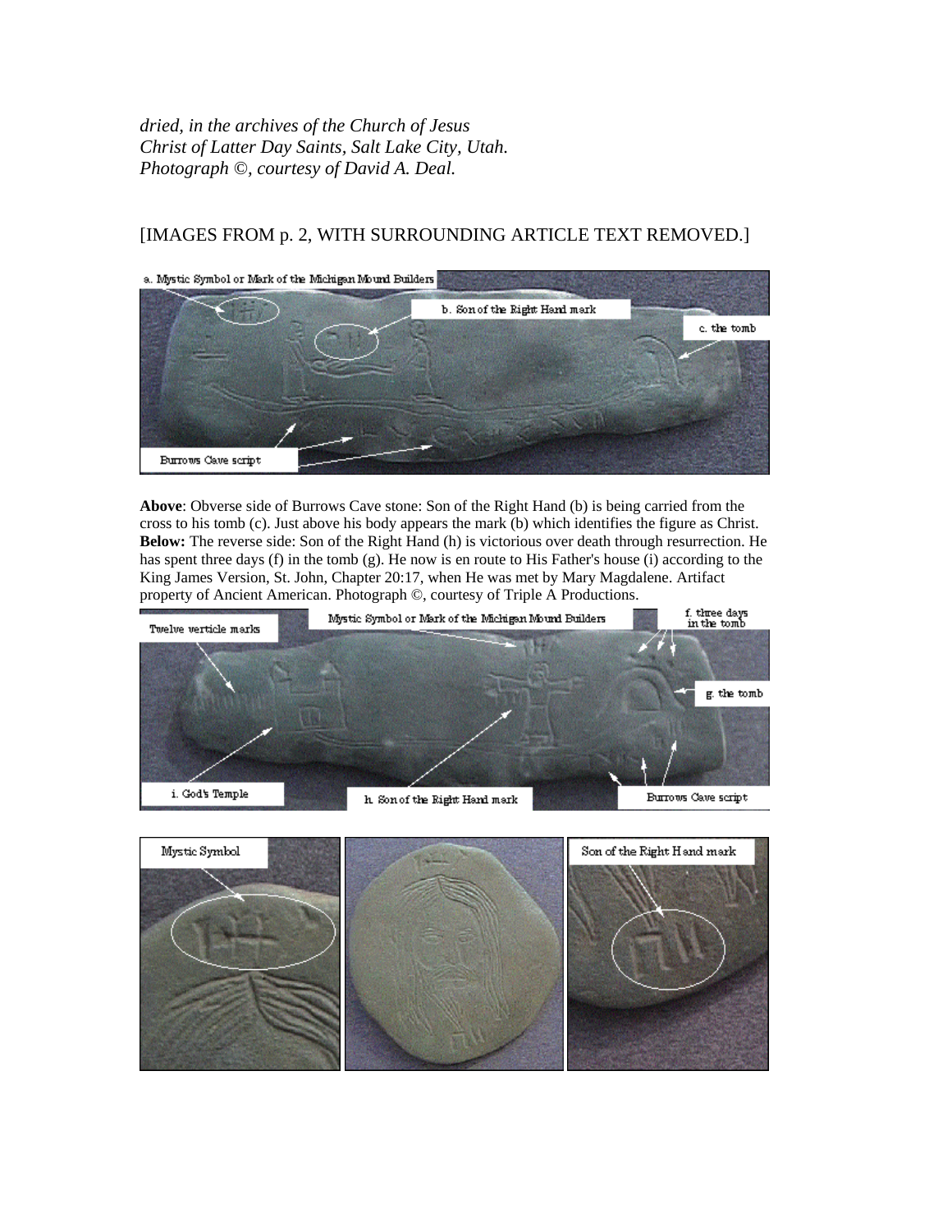*dried, in the archives of the Church of Jesus Christ of Latter Day Saints, Salt Lake City, Utah. Photograph ©, courtesy of David A. Deal.*

[IMAGES FROM p. 2, WITH SURROUNDING ARTICLE TEXT REMOVED.]

**Above**: Obverse side of Burrows Cave stone: Son of the Right Hand (b) is being carried from the cross to his tomb (c). Just above his body appears the mark (b) which identifies the figure as Christ. **Below:** The reverse side: Son of the Right Hand (h) is victorious over death through resurrection. He has spent three days (f) in the tomb (g). He now is en route to His Father's house (i) according to the King James Version, St. John, Chapter 20:17, when He was met by Mary Magdalene. Artifact property of Ancient American. Photograph ©, courtesy of Triple A Productions.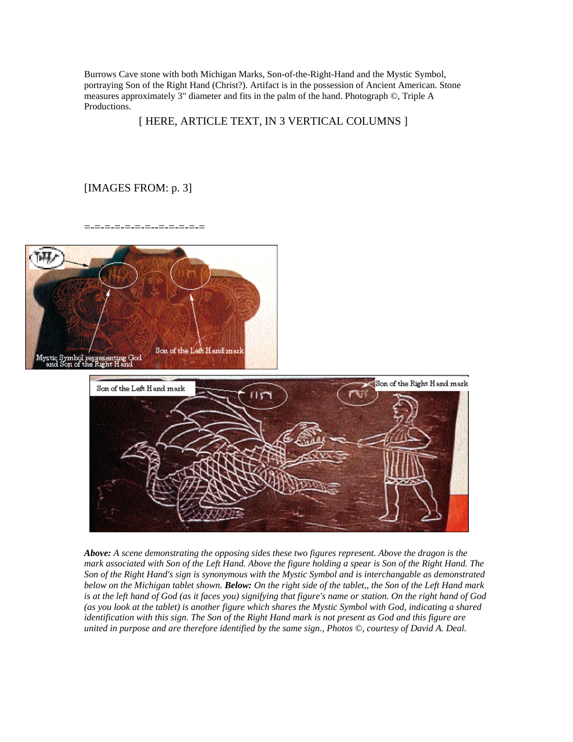Burrows Cave stone with both Michigan Marks, Son-of-the-Right-Hand and the Mystic Symbol, portraying Son of the Right Hand (Christ?). Artifact is in the possession of Ancient American. Stone measures approximately 3" diameter and fits in the palm of the hand. Photograph ©, Triple A Productions.

[ HERE, ARTICLE TEXT, IN 3 VERTICAL COLUMNS ]

[IMAGES FROM: p. 3]

=-=-=-=-=-=-=--=-=-=-=-=

Mystic Symbol representing God and Son of the Right Hand

Son of the Left Hand mark

Son of the Left Hand mark

Son of the Right Hand mark

***Above:*** *A scene demonstrating the opposing sides these two figures represent. Above the dragon is the mark associated with Son of the Left Hand. Above the figure holding a spear is Son of the Right Hand. The Son of the Right Hand's sign is synonymous with the Mystic Symbol and is interchangable as demonstrated below on the Michigan tablet shown.* ***Below:*** *On the right side of the tablet,, the Son of the Left Hand mark is at the left hand of God (as it faces you) signifying that figure's name or station. On the right hand of God (as you look at the tablet) is another figure which shares the Mystic Symbol with God, indicating a shared identification with this sign. The Son of the Right Hand mark is not present as God and this figure are united in purpose and are therefore identified by the same sign., Photos ©, courtesy of David A. Deal.*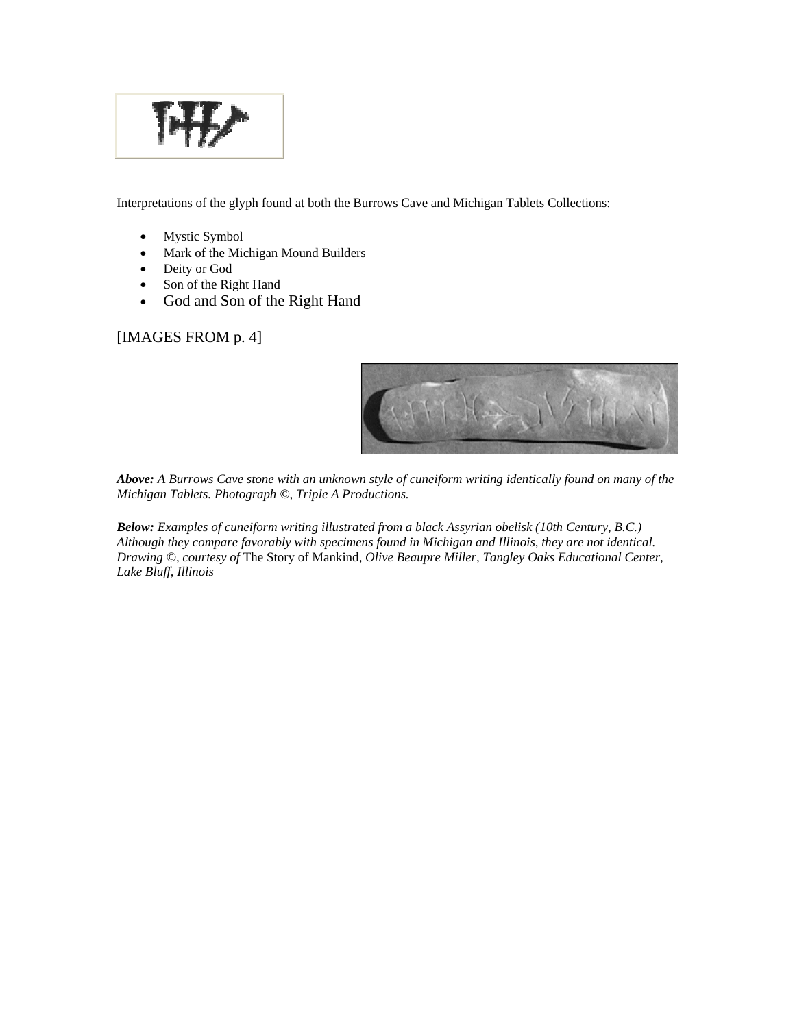Interpretations of the glyph found at both the Burrows Cave and Michigan Tablets Collections:

- Mystic Symbol
- Mark of the Michigan Mound Builders
- Deity or God
- Son of the Right Hand
- God and Son of the Right Hand

[IMAGES FROM p. 4]

***Above:*** *A Burrows Cave stone with an unknown style of cuneiform writing identically found on many of the Michigan Tablets. Photograph ©, Triple A Productions.*

***Below:*** *Examples of cuneiform writing illustrated from a black Assyrian obelisk (10th Century, B.C.) Although they compare favorably with specimens found in Michigan and Illinois, they are not identical. Drawing ©, courtesy of* The Story of Mankind*, Olive Beaupre Miller, Tangley Oaks Educational Center, Lake Bluff, Illinois*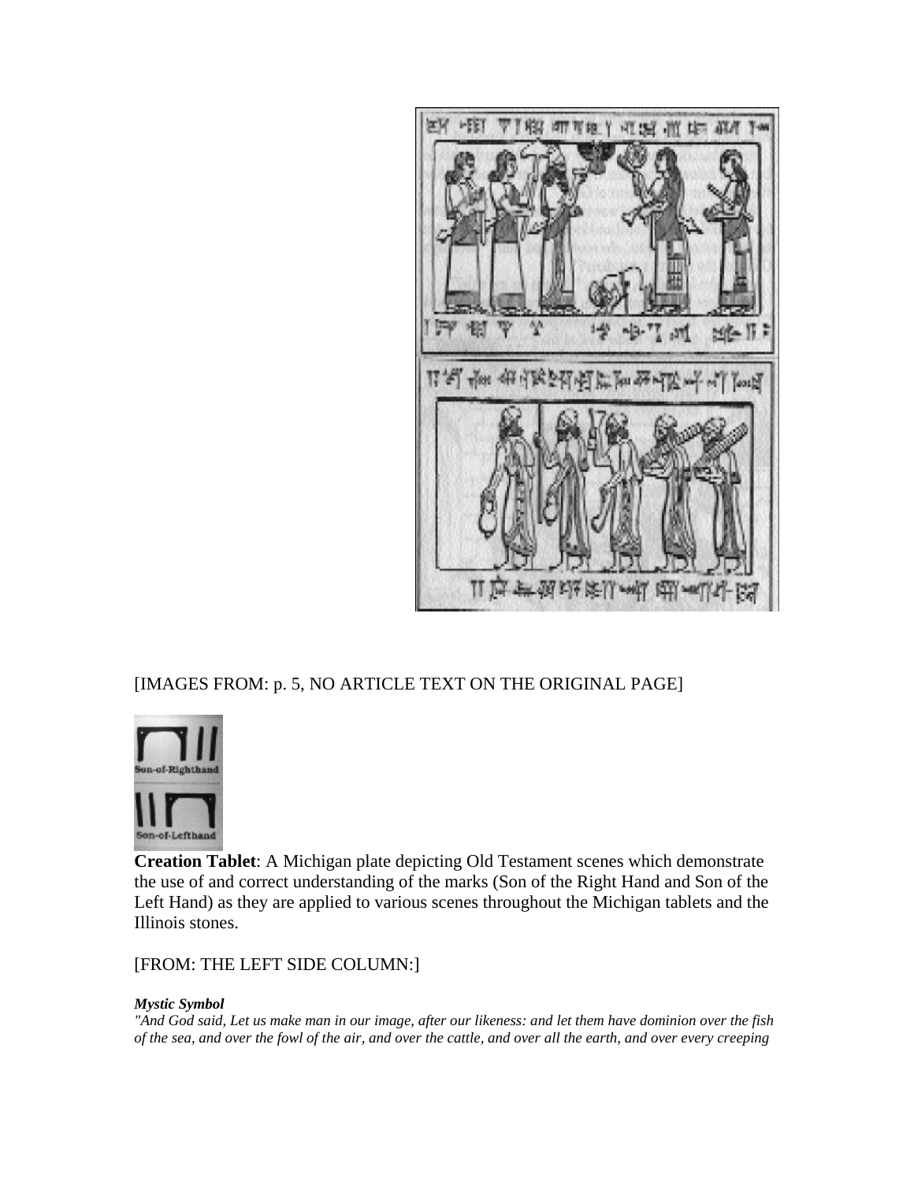[IMAGES FROM: p. 5, NO ARTICLE TEXT ON THE ORIGINAL PAGE]

**Creation Tablet**: A Michigan plate depicting Old Testament scenes which demonstrate the use of and correct understanding of the marks (Son of the Right Hand and Son of the Left Hand) as they are applied to various scenes throughout the Michigan tablets and the Illinois stones.

[FROM: THE LEFT SIDE COLUMN:]

***Mystic Symbol***

*"And God said, Let us make man in our image, after our likeness: and let them have dominion over the fish of the sea, and over the fowl of the air, and over the cattle, and over all the earth, and over every creeping*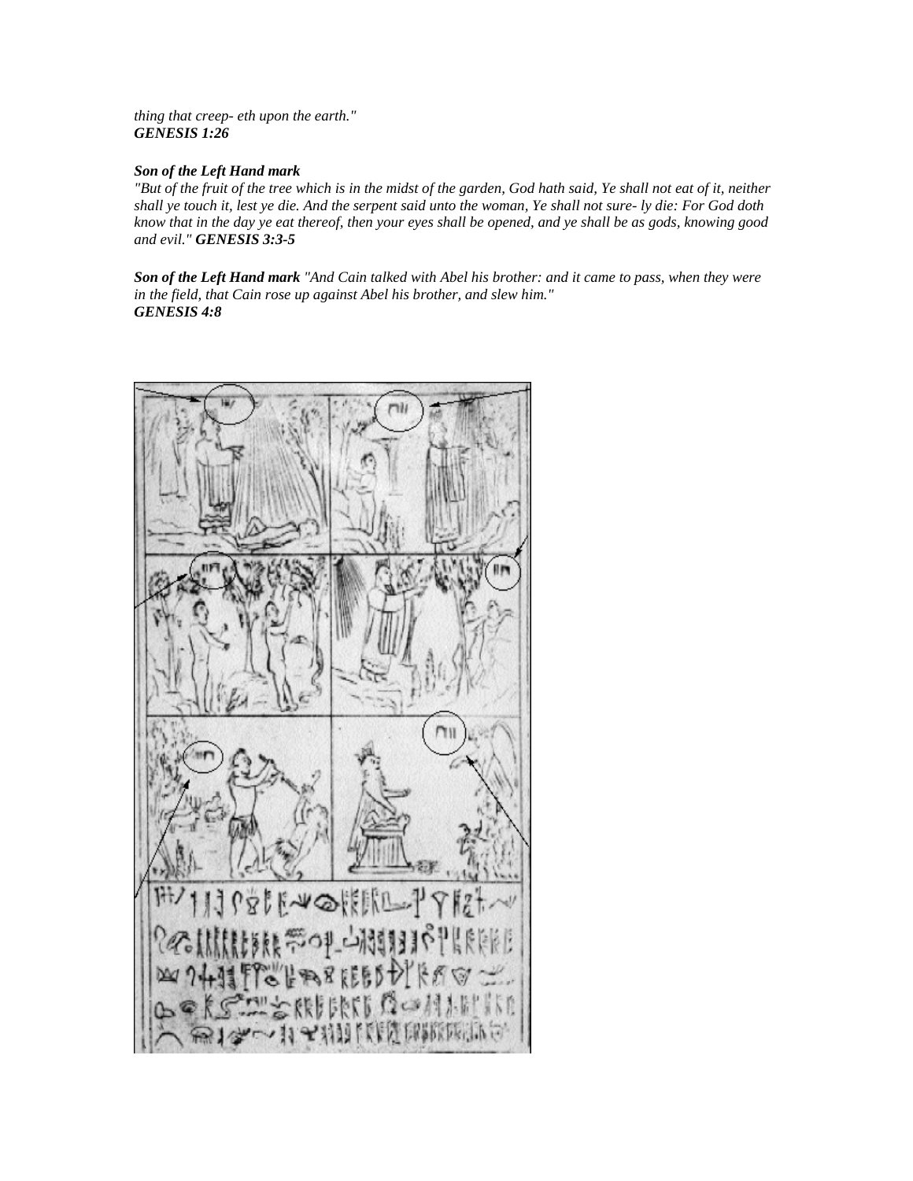*thing that creep- eth upon the earth."*
***GENESIS 1:26***

***Son of the Left Hand mark***
*"But of the fruit of the tree which is in the midst of the garden, God hath said, Ye shall not eat of it, neither shall ye touch it, lest ye die. And the serpent said unto the woman, Ye shall not sure- ly die: For God doth know that in the day ye eat thereof, then your eyes shall be opened, and ye shall be as gods, knowing good and evil."* ***GENESIS 3:3-5***

***Son of the Left Hand mark*** *"And Cain talked with Abel his brother: and it came to pass, when they were in the field, that Cain rose up against Abel his brother, and slew him."*
***GENESIS 4:8***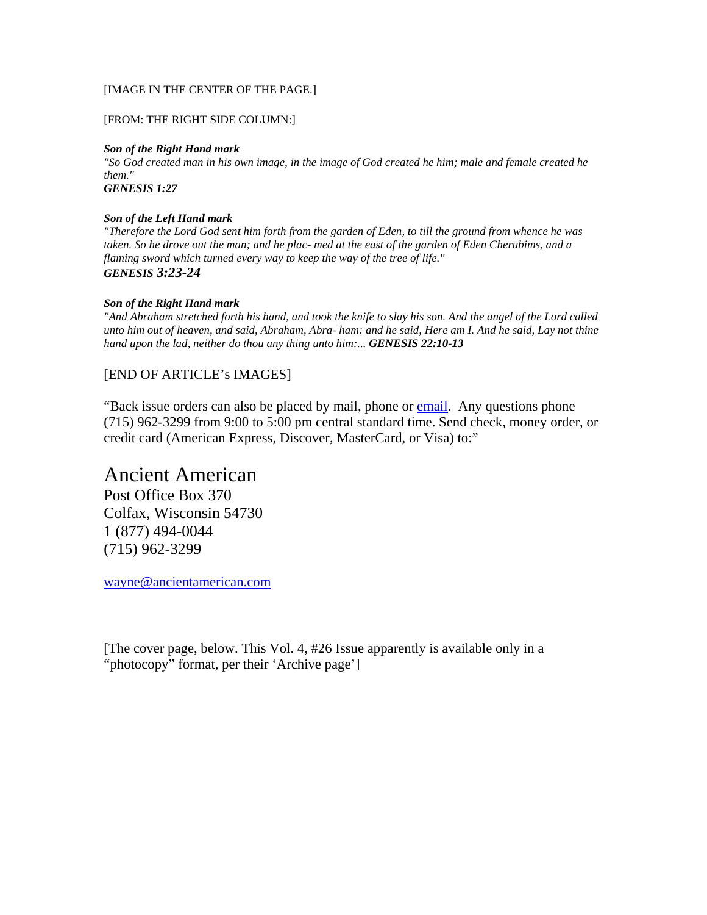[IMAGE IN THE CENTER OF THE PAGE.]

[FROM: THE RIGHT SIDE COLUMN:]

***Son of the Right Hand mark***
*"So God created man in his own image, in the image of God created he him; male and female created he them."*
***GENESIS 1:27***

***Son of the Left Hand mark***
*"Therefore the Lord God sent him forth from the garden of Eden, to till the ground from whence he was taken. So he drove out the man; and he plac- med at the east of the garden of Eden Cherubims, and a flaming sword which turned every way to keep the way of the tree of life."*
***GENESIS 3:23-24***

***Son of the Right Hand mark***
*"And Abraham stretched forth his hand, and took the knife to slay his son. And the angel of the Lord called unto him out of heaven, and said, Abraham, Abra- ham: and he said, Here am I. And he said, Lay not thine hand upon the lad, neither do thou any thing unto him:...* ***GENESIS 22:10-13***

[END OF ARTICLE's IMAGES]

"Back issue orders can also be placed by mail, phone or email. Any questions phone (715) 962-3299 from 9:00 to 5:00 pm central standard time. Send check, money order, or credit card (American Express, Discover, MasterCard, or Visa) to:"

## Ancient American

Post Office Box 370
Colfax, Wisconsin 54730
1 (877) 494-0044
(715) 962-3299

wayne@ancientamerican.com

[The cover page, below. This Vol. 4, #26 Issue apparently is available only in a "photocopy" format, per their 'Archive page']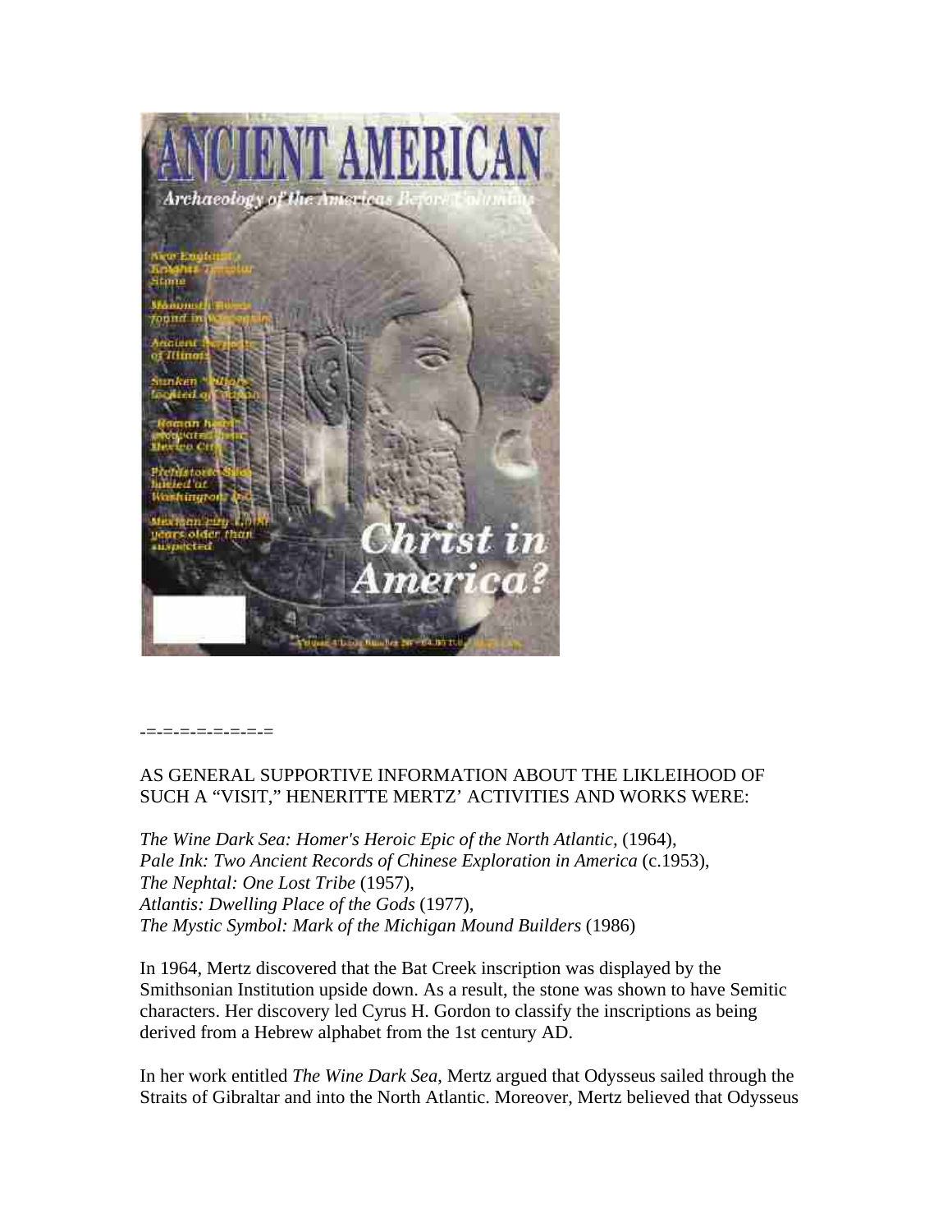-=-=-=-=-=-=-=-=

AS GENERAL SUPPORTIVE INFORMATION ABOUT THE LIKLEIHOOD OF SUCH A "VISIT," HENERITTE MERTZ' ACTIVITIES AND WORKS WERE:

*The Wine Dark Sea: Homer's Heroic Epic of the North Atlantic*, (1964),
*Pale Ink: Two Ancient Records of Chinese Exploration in America* (c.1953),
*The Nephtal: One Lost Tribe* (1957),
*Atlantis: Dwelling Place of the Gods* (1977),
*The Mystic Symbol: Mark of the Michigan Mound Builders* (1986)

In 1964, Mertz discovered that the Bat Creek inscription was displayed by the Smithsonian Institution upside down. As a result, the stone was shown to have Semitic characters. Her discovery led Cyrus H. Gordon to classify the inscriptions as being derived from a Hebrew alphabet from the 1st century AD.

In her work entitled *The Wine Dark Sea*, Mertz argued that Odysseus sailed through the Straits of Gibraltar and into the North Atlantic. Moreover, Mertz believed that Odysseus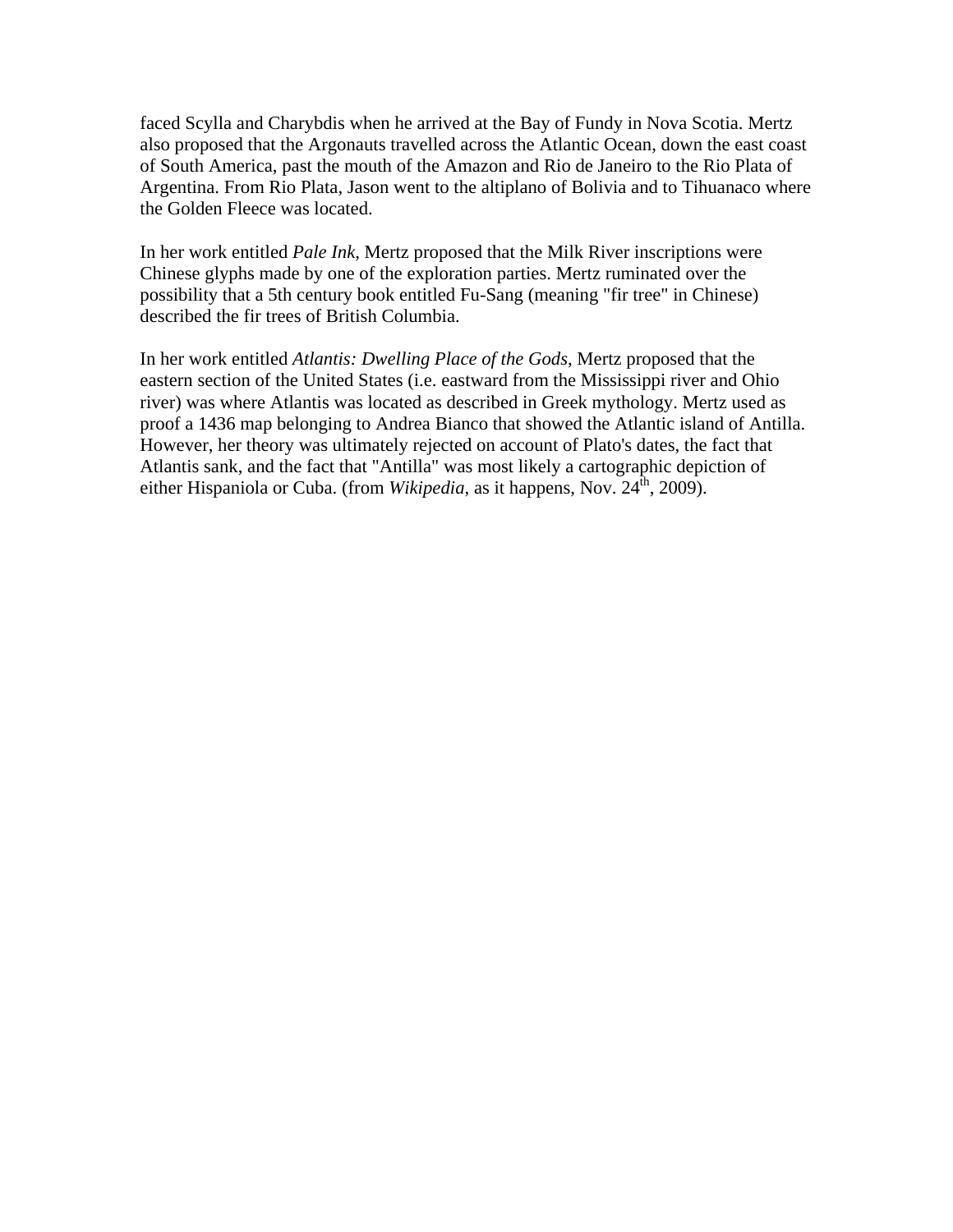faced Scylla and Charybdis when he arrived at the Bay of Fundy in Nova Scotia. Mertz also proposed that the Argonauts travelled across the Atlantic Ocean, down the east coast of South America, past the mouth of the Amazon and Rio de Janeiro to the Rio Plata of Argentina. From Rio Plata, Jason went to the altiplano of Bolivia and to Tihuanaco where the Golden Fleece was located.

In her work entitled *Pale Ink*, Mertz proposed that the Milk River inscriptions were Chinese glyphs made by one of the exploration parties. Mertz ruminated over the possibility that a 5th century book entitled Fu-Sang (meaning "fir tree" in Chinese) described the fir trees of British Columbia.

In her work entitled *Atlantis: Dwelling Place of the Gods*, Mertz proposed that the eastern section of the United States (i.e. eastward from the Mississippi river and Ohio river) was where Atlantis was located as described in Greek mythology. Mertz used as proof a 1436 map belonging to Andrea Bianco that showed the Atlantic island of Antilla. However, her theory was ultimately rejected on account of Plato's dates, the fact that Atlantis sank, and the fact that "Antilla" was most likely a cartographic depiction of either Hispaniola or Cuba. (from *Wikipedia*, as it happens, Nov. 24th, 2009).